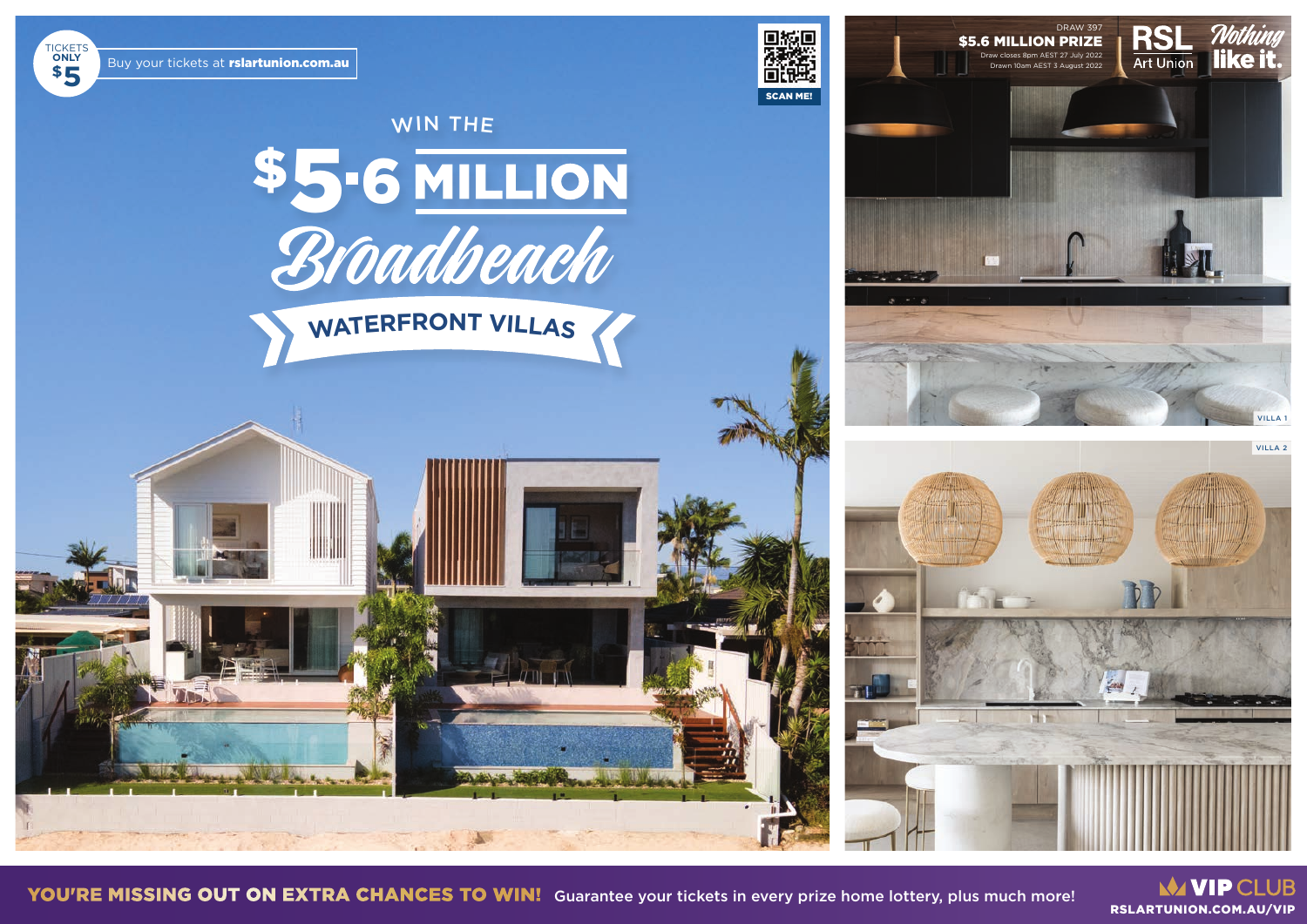TICKETS ONLY $5

Buy your tickets at **rslartunion.com.au**

SCAN ME!

WIN THE

# $5.6 MILLION *Broadbeach*

## WATERFRONT VILLAS

DRAW 397

**$5.6 MILLION PRIZE**

Draw closes 8pm AEST 27 July 2022

Drawn 10am AEST 3 August 2022

RSL Art Union

*Nothing* **like it.**

VILLA 1

VILLA 2

**YOU'RE MISSING OUT ON EXTRA CHANCES TO WIN!** Guarantee your tickets in every prize home lottery, plus much more!

**VIP CLUB**

**RSLARTUNION.COM.AU/VIP**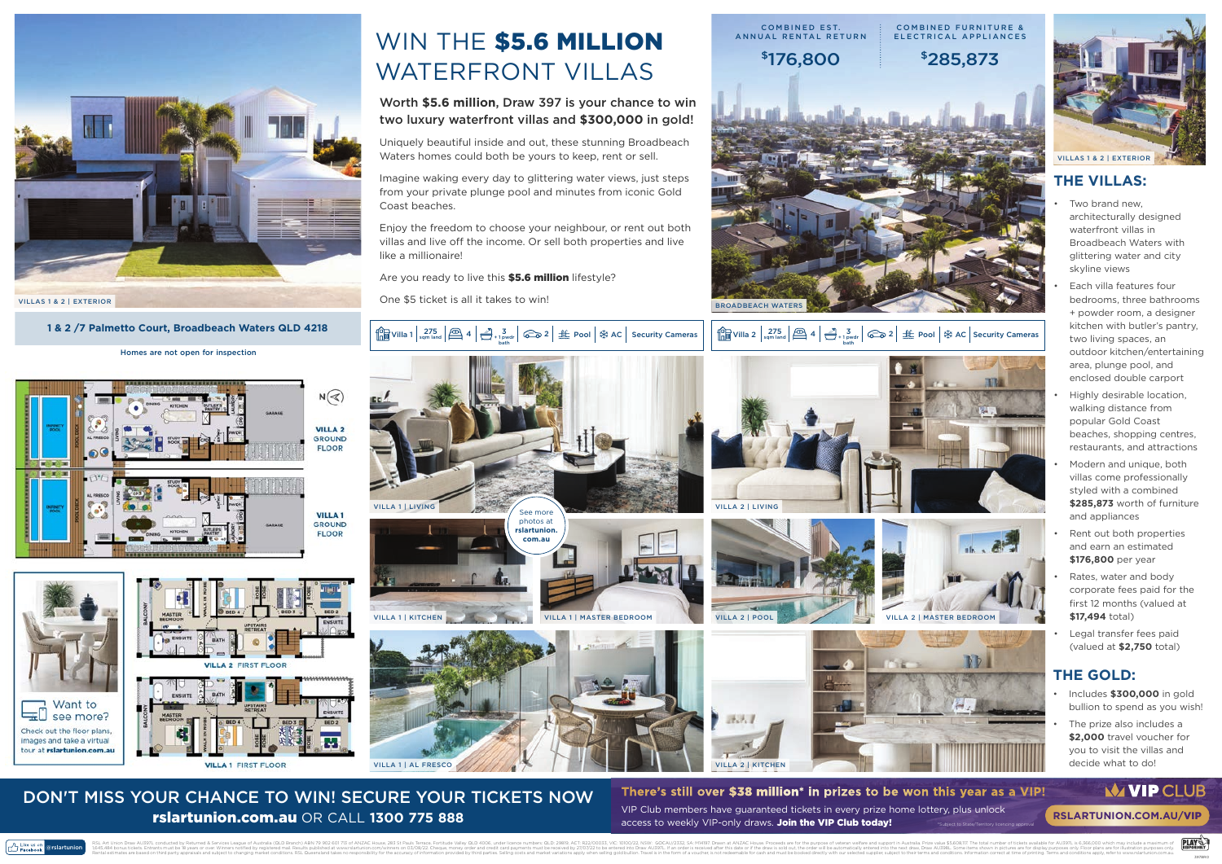# WIN THE **$5.6 MILLION** WATERFRONT VILLAS

**Worth $5.6 million, Draw 397 is your chance to win two luxury waterfront villas and $300,000 in gold!**

Uniquely beautiful inside and out, these stunning Broadbeach Waters homes could both be yours to keep, rent or sell.

Imagine waking every day to glittering water views, just steps from your private plunge pool and minutes from iconic Gold Coast beaches.

Enjoy the freedom to choose your neighbour, or rent out both villas and live off the income. Or sell both properties and live like a millionaire!

Are you ready to live this **$5.6 million** lifestyle?

One $5 ticket is all it takes to win!

VILLAS 1 & 2 | EXTERIOR

**1 & 2 /7 Palmetto Court, Broadbeach Waters QLD 4218**

Homes are not open for inspection

VILLA 2 GROUND FLOOR

VILLA 1 GROUND FLOOR

VILLA 2 FIRST FLOOR

VILLA 1 FIRST FLOOR

Want to see more?

Check out the floor plans, images and take a virtual tour at **rslartunion.com.au**

| COMBINED EST. ANNUAL RENTAL RETURN | COMBINED FURNITURE & ELECTRICAL APPLIANCES |
|---|---|
| $176,800 | $285,873 |

BROADBEACH WATERS

Villa 1 | 275 sqm land | 4 | 3 + 1 pwdr bath | 2 | Pool | AC | Security Cameras

Villa 2 | 275 sqm land | 4 | 3 + 1 pwdr bath | 2 | Pool | AC | Security Cameras

VILLA 1 | LIVING

See more photos at **rslartunion.com.au**

VILLA 1 | KITCHEN

VILLA 1 | MASTER BEDROOM

VILLA 1 | AL FRESCO

VILLA 2 | LIVING

VILLA 2 | POOL

VILLA 2 | MASTER BEDROOM

VILLA 2 | KITCHEN

VILLAS 1 & 2 | EXTERIOR

## THE VILLAS:

- Two brand new, architecturally designed waterfront villas in Broadbeach Waters with glittering water and city skyline views
- Each villa features four bedrooms, three bathrooms + powder room, a designer kitchen with butler's pantry, two living spaces, an outdoor kitchen/entertaining area, plunge pool, and enclosed double carport
- Highly desirable location, walking distance from popular Gold Coast beaches, shopping centres, restaurants, and attractions
- Modern and unique, both villas come professionally styled with a combined **$285,873** worth of furniture and appliances
- Rent out both properties and earn an estimated **$176,800** per year
- Rates, water and body corporate fees paid for the first 12 months (valued at **$17,494** total)
- Legal transfer fees paid (valued at **$2,750** total)

## THE GOLD:

- Includes **$300,000** in gold bullion to spend as you wish!
- The prize also includes a **$2,000** travel voucher for you to visit the villas and decide what to do!

## DON'T MISS YOUR CHANCE TO WIN! SECURE YOUR TICKETS NOW

**rslartunion.com.au** OR CALL **1300 775 888**

**There's still over $38 million* in prizes to be won this year as a VIP!**

VIP Club members have guaranteed tickets in every prize home lottery, plus unlock access to weekly VIP-only draws. **Join the VIP Club today!**

*Subject to State/Territory licensing approval

VIP CLUB

**RSLARTUNION.COM.AU/VIP**

Like us on Facebook @rslartunion